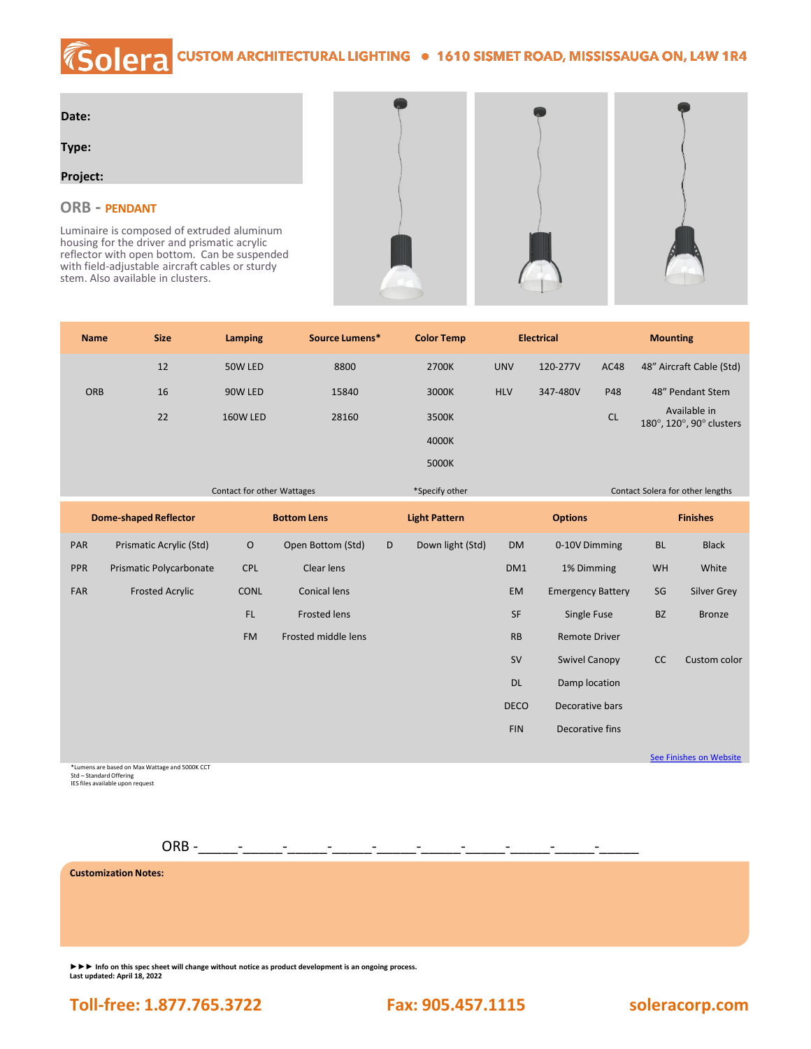# Solera CUSTOM ARCHITECTURAL LIGHTING • 1610 SISMET ROAD, MISSISSAUGA ON, L4W 1R4

**Date:**

**Type:**

**Project:**

## ORB - PENDANT

Luminaire is composed of extruded aluminum housing for the driver and prismatic acrylic reflector with open bottom. Can be suspended with field-adjustable aircraft cables or sturdy stem. Also available in clusters.

| Name | Size | Lamping | Source Lumens* | Color Temp | Electrical | | Mounting | |
|---|---|---|---|---|---|---|---|---|
| | 12 | 50W LED | 8800 | 2700K | UNV | 120-277V | AC48 | 48" Aircraft Cable (Std) |
| ORB | 16 | 90W LED | 15840 | 3000K | HLV | 347-480V | P48 | 48" Pendant Stem |
| | 22 | 160W LED | 28160 | 3500K | | | CL | Available in 180°, 120°, 90° clusters |
| | | | | 4000K | | | | |
| | | | | 5000K | | | | |
| | | Contact for other Wattages | | *Specify other | | | | Contact Solera for other lengths |

| Dome-shaped Reflector | | Bottom Lens | | Light Pattern | | Options | | Finishes | |
|---|---|---|---|---|---|---|---|---|---|
| PAR | Prismatic Acrylic (Std) | O | Open Bottom (Std) | D | Down light (Std) | DM | 0-10V Dimming | BL | Black |
| PPR | Prismatic Polycarbonate | CPL | Clear lens | | | DM1 | 1% Dimming | WH | White |
| FAR | Frosted Acrylic | CONL | Conical lens | | | EM | Emergency Battery | SG | Silver Grey |
| | | FL | Frosted lens | | | SF | Single Fuse | BZ | Bronze |
| | | FM | Frosted middle lens | | | RB | Remote Driver | | |
| | | | | | | SV | Swivel Canopy | CC | Custom color |
| | | | | | | DL | Damp location | | |
| | | | | | | DECO | Decorative bars | | |
| | | | | | | FIN | Decorative fins | | |
| | | | | | | | | | See Finishes on Website |

*Lumens are based on Max Wattage and 5000K CCT
Std – Standard Offering
IES files available upon request

ORB -_____-_____-_____-_____-_____-_____-_____-_____-_____-_____

**Customization Notes:**

**►►► Info on this spec sheet will change without notice as product development is an ongoing process.**
**Last updated: April 18, 2022**

**Toll-free: 1.877.765.3722** **Fax: 905.457.1115** **soleracorp.com**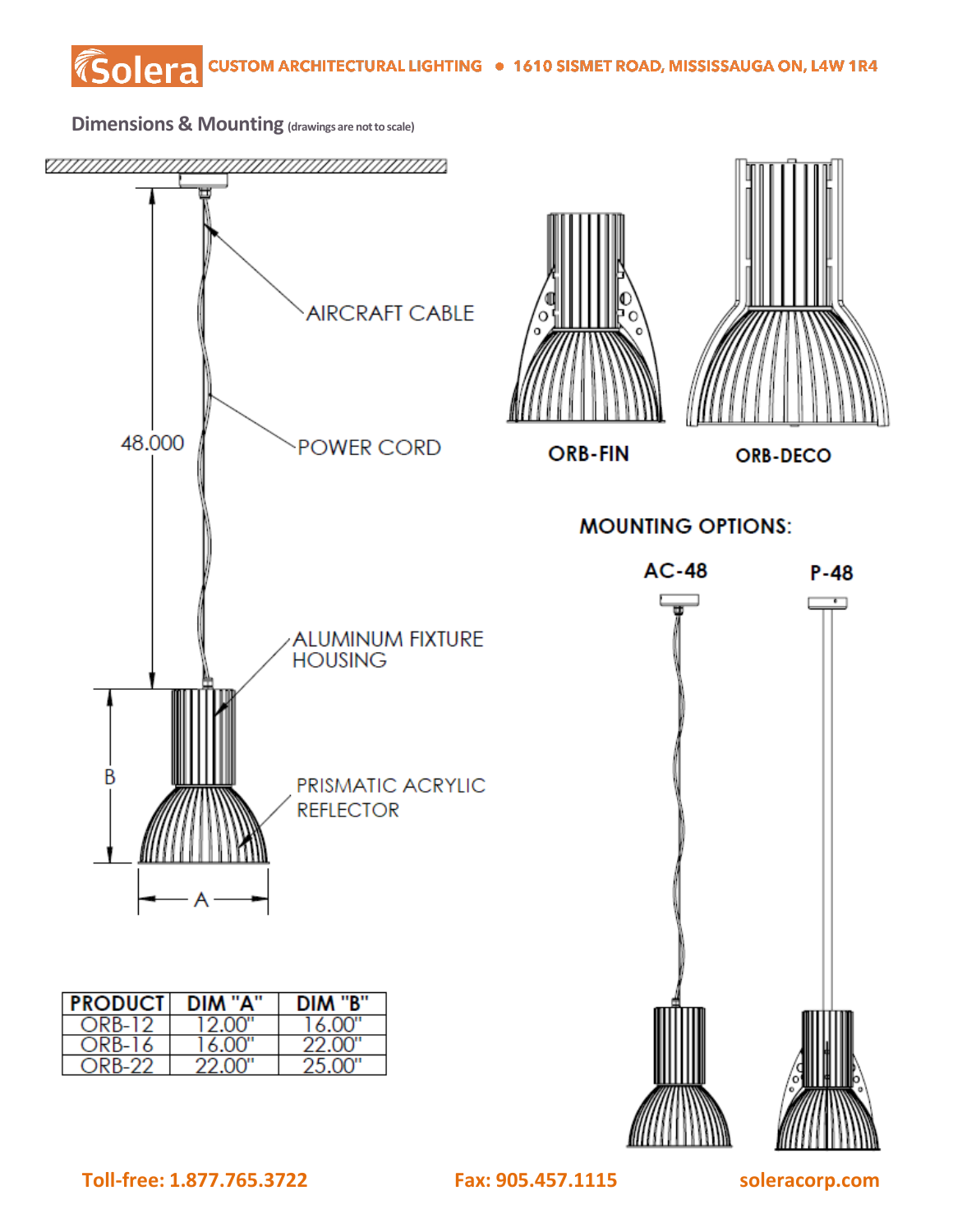**CUSTOM ARCHITECTURAL LIGHTING • 1610 SISMET ROAD, MISSISSAUGA ON, L4W 1R4**

## Dimensions & Mounting (drawings are not to scale)

48.000

AIRCRAFT CABLE

POWER CORD

ALUMINUM FIXTURE HOUSING

PRISMATIC ACRYLIC REFLECTOR

B

A

ORB-FIN

ORB-DECO

**MOUNTING OPTIONS:**

AC-48

P-48

| PRODUCT | DIM "A" | DIM "B" |
|---|---|---|
| ORB-12 | 12.00" | 16.00" |
| ORB-16 | 16.00" | 22.00" |
| ORB-22 | 22.00" | 25.00" |

Toll-free: 1.877.765.3722 Fax: 905.457.1115 soleracorp.com